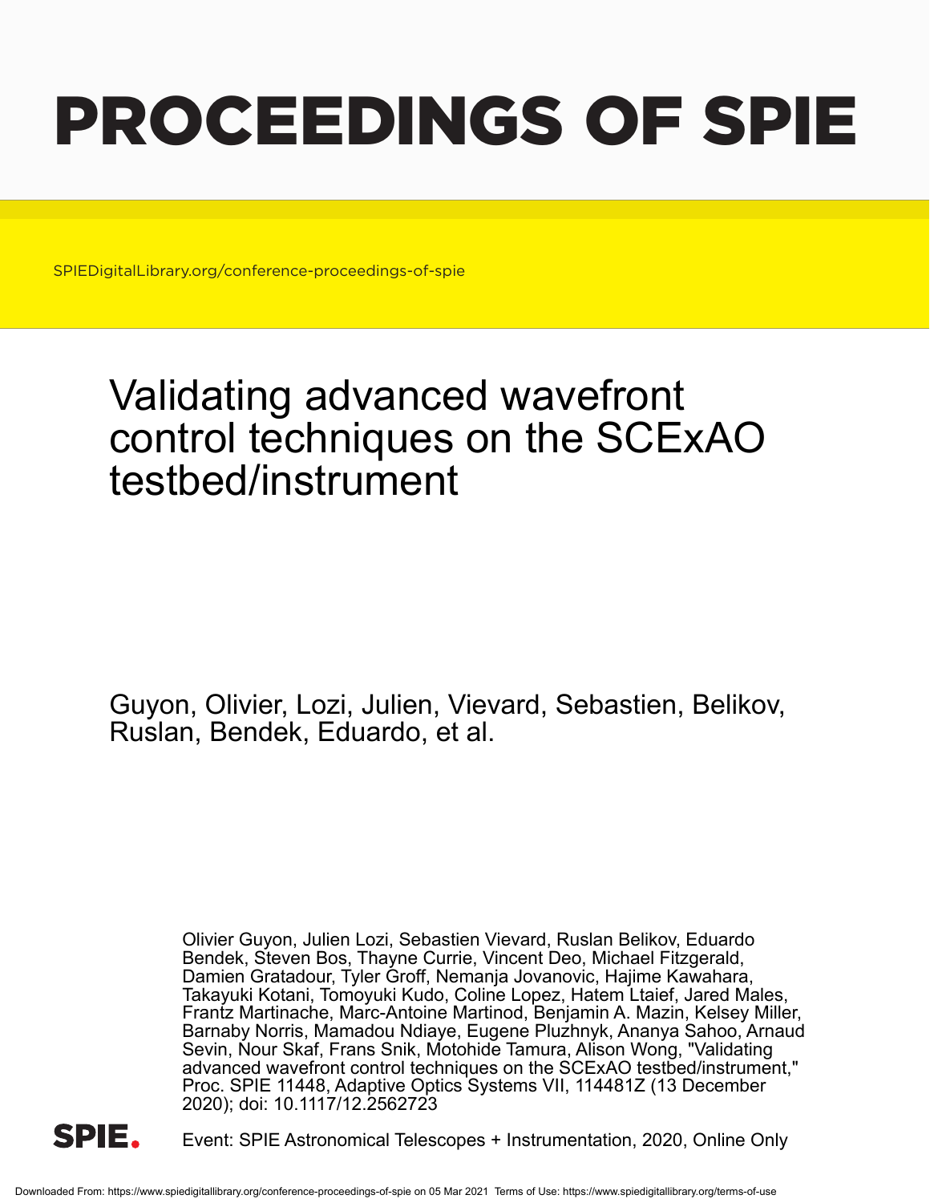# PROCEEDINGS OF SPIE

SPIEDigitalLibrary.org/conference-proceedings-of-spie

## Validating advanced wavefront control techniques on the SCExAO testbed/instrument

Guyon, Olivier, Lozi, Julien, Vievard, Sebastien, Belikov, Ruslan, Bendek, Eduardo, et al.

Olivier Guyon, Julien Lozi, Sebastien Vievard, Ruslan Belikov, Eduardo Bendek, Steven Bos, Thayne Currie, Vincent Deo, Michael Fitzgerald, Damien Gratadour, Tyler Groff, Nemanja Jovanovic, Hajime Kawahara, Takayuki Kotani, Tomoyuki Kudo, Coline Lopez, Hatem Ltaief, Jared Males, Frantz Martinache, Marc-Antoine Martinod, Benjamin A. Mazin, Kelsey Miller, Barnaby Norris, Mamadou Ndiaye, Eugene Pluzhnyk, Ananya Sahoo, Arnaud Sevin, Nour Skaf, Frans Snik, Motohide Tamura, Alison Wong, "Validating advanced wavefront control techniques on the SCExAO testbed/instrument," Proc. SPIE 11448, Adaptive Optics Systems VII, 114481Z (13 December 2020); doi: 10.1117/12.2562723

Event: SPIE Astronomical Telescopes + Instrumentation, 2020, Online Only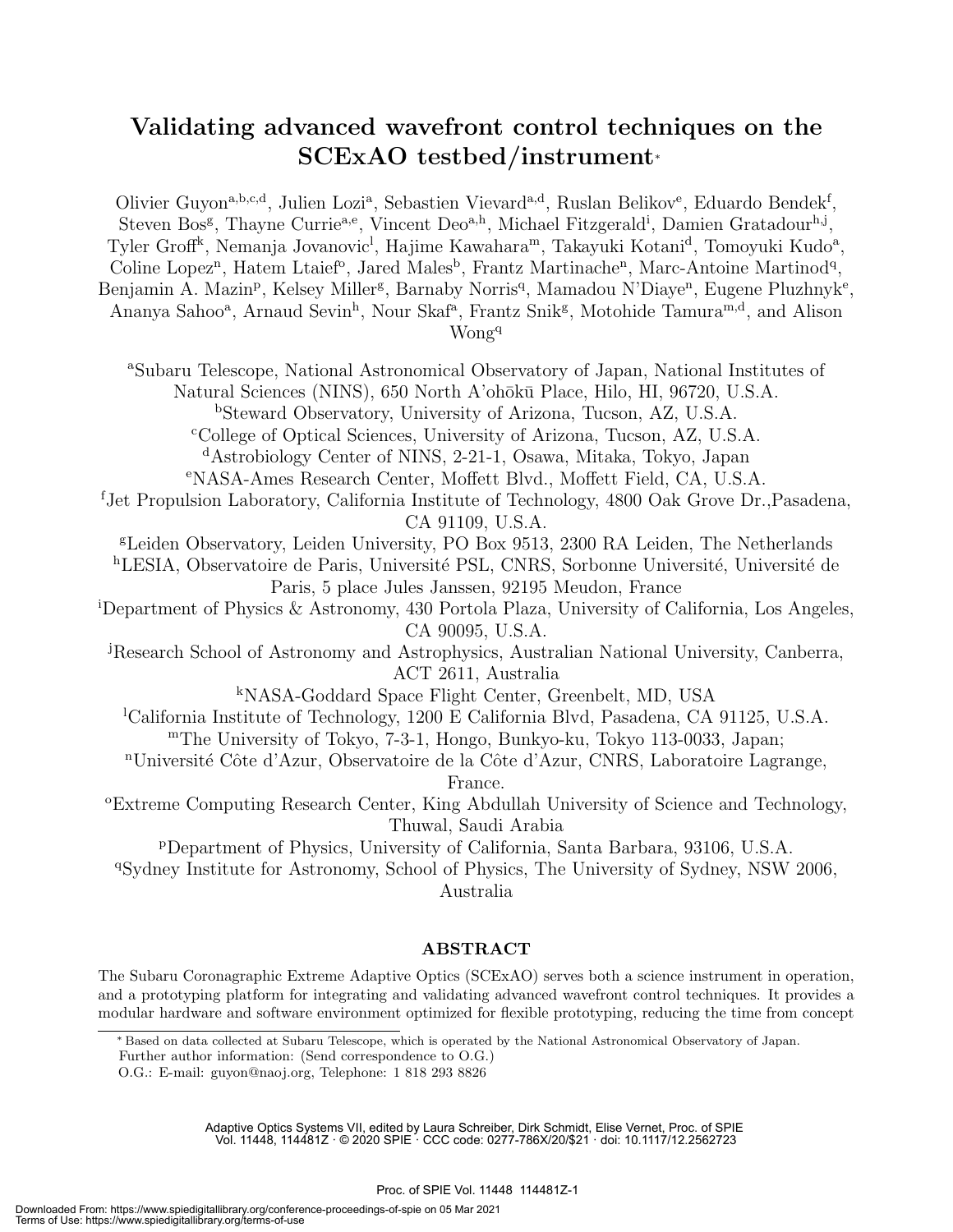# Validating advanced wavefront control techniques on the SCExAO testbed/instrument*

Olivier Guyon[a,b,c,d], Julien Lozi[a], Sebastien Vievard[a,d], Ruslan Belikov[e], Eduardo Bendek[f], Steven Bos[g], Thayne Currie[a,e], Vincent Deo[a,h], Michael Fitzgerald[i], Damien Gratadour[h,j], Tyler Groff[k], Nemanja Jovanovic[l], Hajime Kawahara[m], Takayuki Kotani[d], Tomoyuki Kudo[a], Coline Lopez[n], Hatem Ltaief[o], Jared Males[b], Frantz Martinache[n], Marc-Antoine Martinod[q], Benjamin A. Mazin[p], Kelsey Miller[g], Barnaby Norris[q], Mamadou N'Diaye[n], Eugene Pluzhnyk[e], Ananya Sahoo[a], Arnaud Sevin[h], Nour Skaf[a], Frantz Snik[g], Motohide Tamura[m,d], and Alison Wong[q]

[a]Subaru Telescope, National Astronomical Observatory of Japan, National Institutes of Natural Sciences (NINS), 650 North A'ohōkū Place, Hilo, HI, 96720, U.S.A.
[b]Steward Observatory, University of Arizona, Tucson, AZ, U.S.A.
[c]College of Optical Sciences, University of Arizona, Tucson, AZ, U.S.A.
[d]Astrobiology Center of NINS, 2-21-1, Osawa, Mitaka, Tokyo, Japan
[e]NASA-Ames Research Center, Moffett Blvd., Moffett Field, CA, U.S.A.
[f]Jet Propulsion Laboratory, California Institute of Technology, 4800 Oak Grove Dr.,Pasadena, CA 91109, U.S.A.
[g]Leiden Observatory, Leiden University, PO Box 9513, 2300 RA Leiden, The Netherlands
[h]LESIA, Observatoire de Paris, Université PSL, CNRS, Sorbonne Université, Université de Paris, 5 place Jules Janssen, 92195 Meudon, France
[i]Department of Physics & Astronomy, 430 Portola Plaza, University of California, Los Angeles, CA 90095, U.S.A.
[j]Research School of Astronomy and Astrophysics, Australian National University, Canberra, ACT 2611, Australia
[k]NASA-Goddard Space Flight Center, Greenbelt, MD, USA
[l]California Institute of Technology, 1200 E California Blvd, Pasadena, CA 91125, U.S.A.
[m]The University of Tokyo, 7-3-1, Hongo, Bunkyo-ku, Tokyo 113-0033, Japan;
[n]Université Côte d'Azur, Observatoire de la Côte d'Azur, CNRS, Laboratoire Lagrange, France.
[o]Extreme Computing Research Center, King Abdullah University of Science and Technology, Thuwal, Saudi Arabia
[p]Department of Physics, University of California, Santa Barbara, 93106, U.S.A.
[q]Sydney Institute for Astronomy, School of Physics, The University of Sydney, NSW 2006, Australia

## ABSTRACT

The Subaru Coronagraphic Extreme Adaptive Optics (SCExAO) serves both a science instrument in operation, and a prototyping platform for integrating and validating advanced wavefront control techniques. It provides a modular hardware and software environment optimized for flexible prototyping, reducing the time from concept

* Based on data collected at Subaru Telescope, which is operated by the National Astronomical Observatory of Japan.
Further author information: (Send correspondence to O.G.)
O.G.: E-mail: guyon@naoj.org, Telephone: 1 818 293 8826

Adaptive Optics Systems VII, edited by Laura Schreiber, Dirk Schmidt, Elise Vernet, Proc. of SPIE Vol. 11448, 114481Z · © 2020 SPIE · CCC code: 0277-786X/20/$21 · doi: 10.1117/12.2562723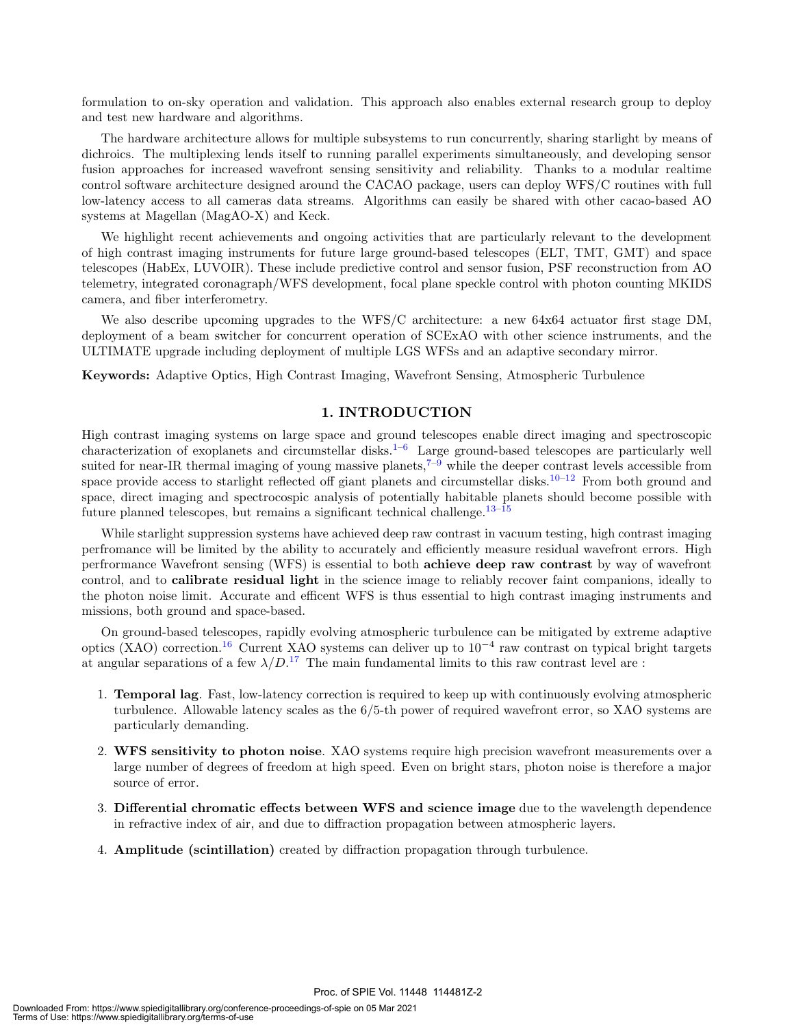formulation to on-sky operation and validation. This approach also enables external research group to deploy and test new hardware and algorithms.

The hardware architecture allows for multiple subsystems to run concurrently, sharing starlight by means of dichroics. The multiplexing lends itself to running parallel experiments simultaneously, and developing sensor fusion approaches for increased wavefront sensing sensitivity and reliability. Thanks to a modular realtime control software architecture designed around the CACAO package, users can deploy WFS/C routines with full low-latency access to all cameras data streams. Algorithms can easily be shared with other cacao-based AO systems at Magellan (MagAO-X) and Keck.

We highlight recent achievements and ongoing activities that are particularly relevant to the development of high contrast imaging instruments for future large ground-based telescopes (ELT, TMT, GMT) and space telescopes (HabEx, LUVOIR). These include predictive control and sensor fusion, PSF reconstruction from AO telemetry, integrated coronagraph/WFS development, focal plane speckle control with photon counting MKIDS camera, and fiber interferometry.

We also describe upcoming upgrades to the WFS/C architecture: a new 64x64 actuator first stage DM, deployment of a beam switcher for concurrent operation of SCExAO with other science instruments, and the ULTIMATE upgrade including deployment of multiple LGS WFSs and an adaptive secondary mirror.

**Keywords:** Adaptive Optics, High Contrast Imaging, Wavefront Sensing, Atmospheric Turbulence

## 1. INTRODUCTION

High contrast imaging systems on large space and ground telescopes enable direct imaging and spectroscopic characterization of exoplanets and circumstellar disks.[1–6] Large ground-based telescopes are particularly well suited for near-IR thermal imaging of young massive planets,[7–9] while the deeper contrast levels accessible from space provide access to starlight reflected off giant planets and circumstellar disks.[10–12] From both ground and space, direct imaging and spectrocospic analysis of potentially habitable planets should become possible with future planned telescopes, but remains a significant technical challenge.[13–15]

While starlight suppression systems have achieved deep raw contrast in vacuum testing, high contrast imaging perfromance will be limited by the ability to accurately and efficiently measure residual wavefront errors. High perfrormance Wavefront sensing (WFS) is essential to both **achieve deep raw contrast** by way of wavefront control, and to **calibrate residual light** in the science image to reliably recover faint companions, ideally to the photon noise limit. Accurate and efficent WFS is thus essential to high contrast imaging instruments and missions, both ground and space-based.

On ground-based telescopes, rapidly evolving atmospheric turbulence can be mitigated by extreme adaptive optics (XAO) correction.[16] Current XAO systems can deliver up to $10^{-4}$ raw contrast on typical bright targets at angular separations of a few $\lambda/D$.[17] The main fundamental limits to this raw contrast level are :

1. **Temporal lag**. Fast, low-latency correction is required to keep up with continuously evolving atmospheric turbulence. Allowable latency scales as the 6/5-th power of required wavefront error, so XAO systems are particularly demanding.
2. **WFS sensitivity to photon noise**. XAO systems require high precision wavefront measurements over a large number of degrees of freedom at high speed. Even on bright stars, photon noise is therefore a major source of error.
3. **Differential chromatic effects between WFS and science image** due to the wavelength dependence in refractive index of air, and due to diffraction propagation between atmospheric layers.
4. **Amplitude (scintillation)** created by diffraction propagation through turbulence.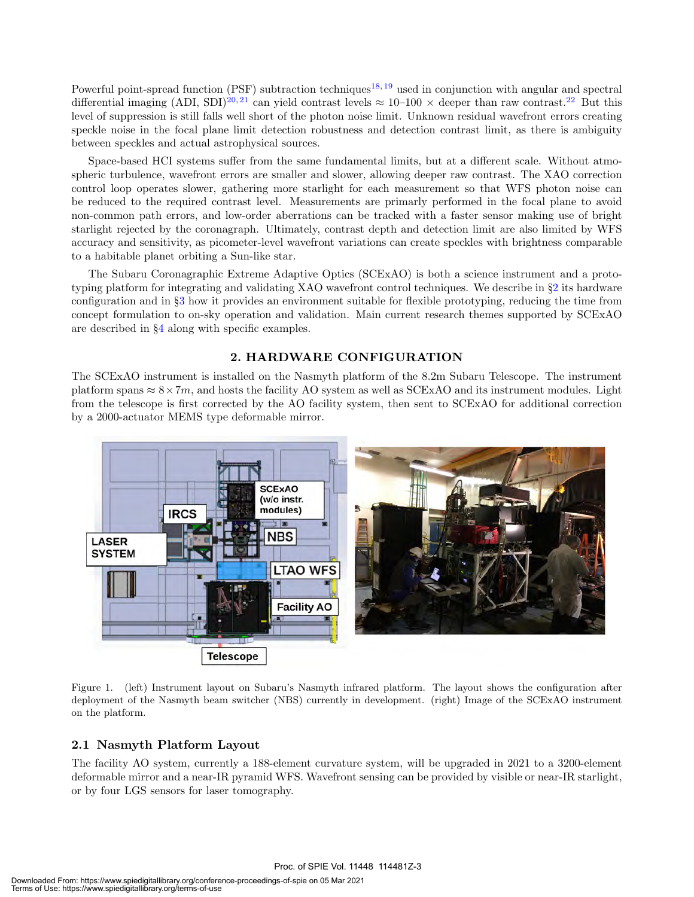Powerful point-spread function (PSF) subtraction techniques[18,19] used in conjunction with angular and spectral differential imaging (ADI, SDI)[20,21] can yield contrast levels ≈ 10–100 × deeper than raw contrast.[22] But this level of suppression is still falls well short of the photon noise limit. Unknown residual wavefront errors creating speckle noise in the focal plane limit detection robustness and detection contrast limit, as there is ambiguity between speckles and actual astrophysical sources.

Space-based HCI systems suffer from the same fundamental limits, but at a different scale. Without atmospheric turbulence, wavefront errors are smaller and slower, allowing deeper raw contrast. The XAO correction control loop operates slower, gathering more starlight for each measurement so that WFS photon noise can be reduced to the required contrast level. Measurements are primarily performed in the focal plane to avoid non-common path errors, and low-order aberrations can be tracked with a faster sensor making use of bright starlight rejected by the coronagraph. Ultimately, contrast depth and detection limit are also limited by WFS accuracy and sensitivity, as picometer-level wavefront variations can create speckles with brightness comparable to a habitable planet orbiting a Sun-like star.

The Subaru Coronagraphic Extreme Adaptive Optics (SCExAO) is both a science instrument and a prototyping platform for integrating and validating XAO wavefront control techniques. We describe in §2 its hardware configuration and in §3 how it provides an environment suitable for flexible prototyping, reducing the time from concept formulation to on-sky operation and validation. Main current research themes supported by SCExAO are described in §4 along with specific examples.

## 2. HARDWARE CONFIGURATION

The SCExAO instrument is installed on the Nasmyth platform of the 8.2m Subaru Telescope. The instrument platform spans $\approx 8 \times 7m$, and hosts the facility AO system as well as SCExAO and its instrument modules. Light from the telescope is first corrected by the AO facility system, then sent to SCExAO for additional correction by a 2000-actuator MEMS type deformable mirror.

SCExAO (w/o instr. modules)
IRCS
LASER SYSTEM
NBS
LTAO WFS
Facility AO
Telescope

Figure 1. (left) Instrument layout on Subaru's Nasmyth infrared platform. The layout shows the configuration after deployment of the Nasmyth beam switcher (NBS) currently in development. (right) Image of the SCExAO instrument on the platform.

### 2.1 Nasmyth Platform Layout

The facility AO system, currently a 188-element curvature system, will be upgraded in 2021 to a 3200-element deformable mirror and a near-IR pyramid WFS. Wavefront sensing can be provided by visible or near-IR starlight, or by four LGS sensors for laser tomography.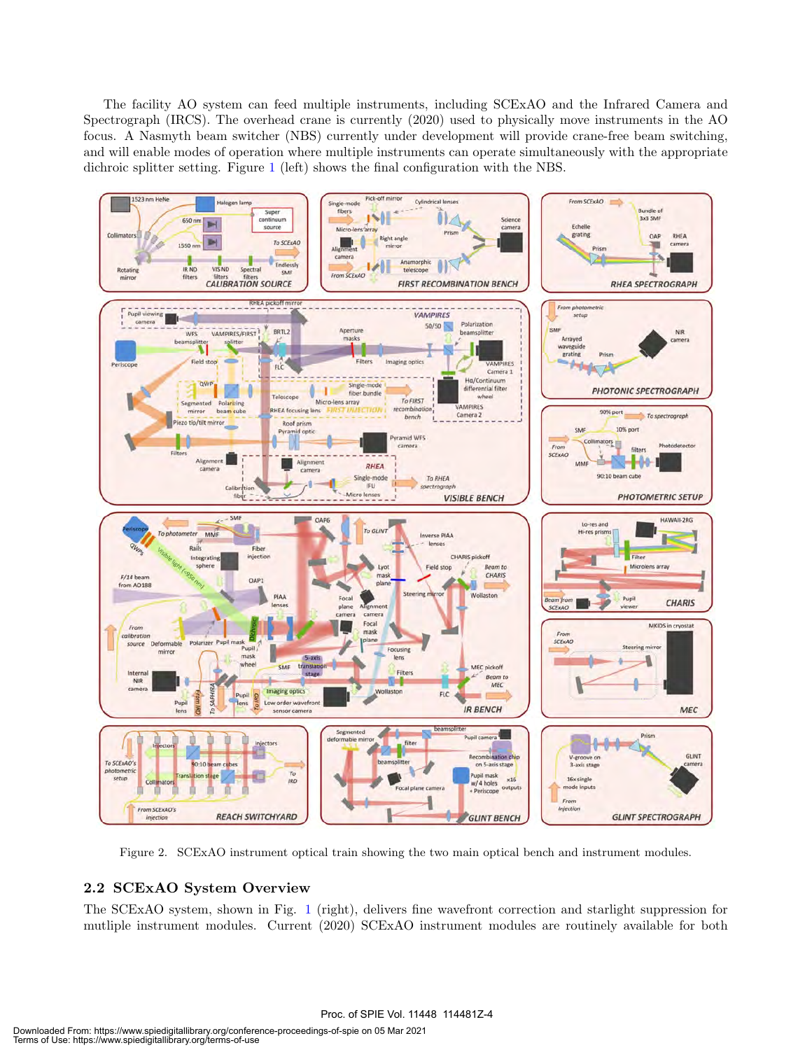The facility AO system can feed multiple instruments, including SCExAO and the Infrared Camera and Spectrograph (IRCS). The overhead crane is currently (2020) used to physically move instruments in the AO focus. A Nasmyth beam switcher (NBS) currently under development will provide crane-free beam switching, and will enable modes of operation where multiple instruments can operate simultaneously with the appropriate dichroic splitter setting. Figure 1 (left) shows the final configuration with the NBS.

Figure 2. SCExAO instrument optical train showing the two main optical bench and instrument modules.

## 2.2 SCExAO System Overview

The SCExAO system, shown in Fig. 1 (right), delivers fine wavefront correction and starlight suppression for mutliple instrument modules. Current (2020) SCExAO instrument modules are routinely available for both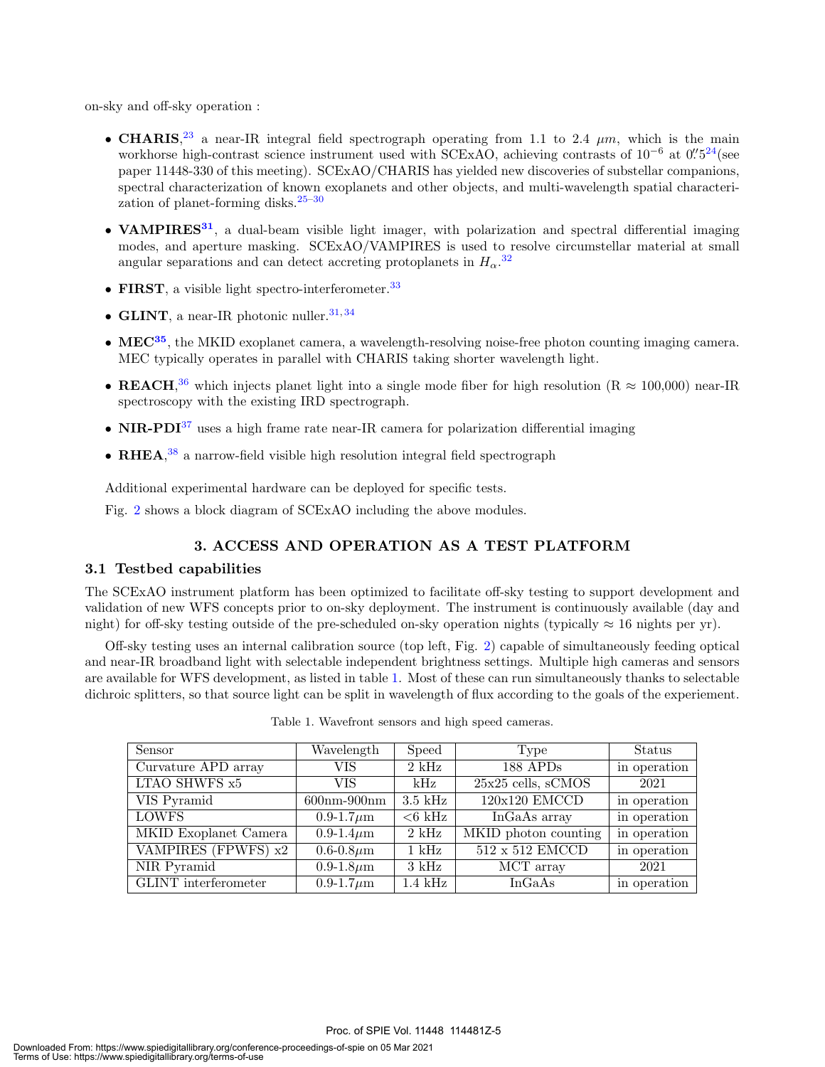on-sky and off-sky operation :

- **CHARIS**,[23] a near-IR integral field spectrograph operating from 1.1 to 2.4 $\mu m$, which is the main workhorse high-contrast science instrument used with SCExAO, achieving contrasts of $10^{-6}$ at $0.''5$[24](see paper 11448-330 of this meeting). SCExAO/CHARIS has yielded new discoveries of substellar companions, spectral characterization of known exoplanets and other objects, and multi-wavelength spatial characterization of planet-forming disks.[25–30]
- **VAMPIRES**[31], a dual-beam visible light imager, with polarization and spectral differential imaging modes, and aperture masking. SCExAO/VAMPIRES is used to resolve circumstellar material at small angular separations and can detect accreting protoplanets in $H_\alpha$.[32]
- **FIRST**, a visible light spectro-interferometer.[33]
- **GLINT**, a near-IR photonic nuller.[31,34]
- **MEC**[35], the MKID exoplanet camera, a wavelength-resolving noise-free photon counting imaging camera. MEC typically operates in parallel with CHARIS taking shorter wavelength light.
- **REACH**,[36] which injects planet light into a single mode fiber for high resolution (R $\approx$ 100,000) near-IR spectroscopy with the existing IRD spectrograph.
- **NIR-PDI**[37] uses a high frame rate near-IR camera for polarization differential imaging
- **RHEA**,[38] a narrow-field visible high resolution integral field spectrograph

Additional experimental hardware can be deployed for specific tests.

Fig. 2 shows a block diagram of SCExAO including the above modules.

## 3. ACCESS AND OPERATION AS A TEST PLATFORM

### 3.1 Testbed capabilities

The SCExAO instrument platform has been optimized to facilitate off-sky testing to support development and validation of new WFS concepts prior to on-sky deployment. The instrument is continuously available (day and night) for off-sky testing outside of the pre-scheduled on-sky operation nights (typically $\approx$ 16 nights per yr).

Off-sky testing uses an internal calibration source (top left, Fig. 2) capable of simultaneously feeding optical and near-IR broadband light with selectable independent brightness settings. Multiple high cameras and sensors are available for WFS development, as listed in table 1. Most of these can run simultaneously thanks to selectable dichroic splitters, so that source light can be split in wavelength of flux according to the goals of the experiement.

Table 1. Wavefront sensors and high speed cameras.

| Sensor | Wavelength | Speed | Type | Status |
|---|---|---|---|---|
| Curvature APD array | VIS | 2 kHz | 188 APDs | in operation |
| LTAO SHWFS x5 | VIS | kHz | 25x25 cells, sCMOS | 2021 |
| VIS Pyramid | 600nm-900nm | 3.5 kHz | 120x120 EMCCD | in operation |
| LOWFS | 0.9-1.7$\mu$m | <6 kHz | InGaAs array | in operation |
| MKID Exoplanet Camera | 0.9-1.4$\mu$m | 2 kHz | MKID photon counting | in operation |
| VAMPIRES (FPWFS) x2 | 0.6-0.8$\mu$m | 1 kHz | 512 x 512 EMCCD | in operation |
| NIR Pyramid | 0.9-1.8$\mu$m | 3 kHz | MCT array | 2021 |
| GLINT interferometer | 0.9-1.7$\mu$m | 1.4 kHz | InGaAs | in operation |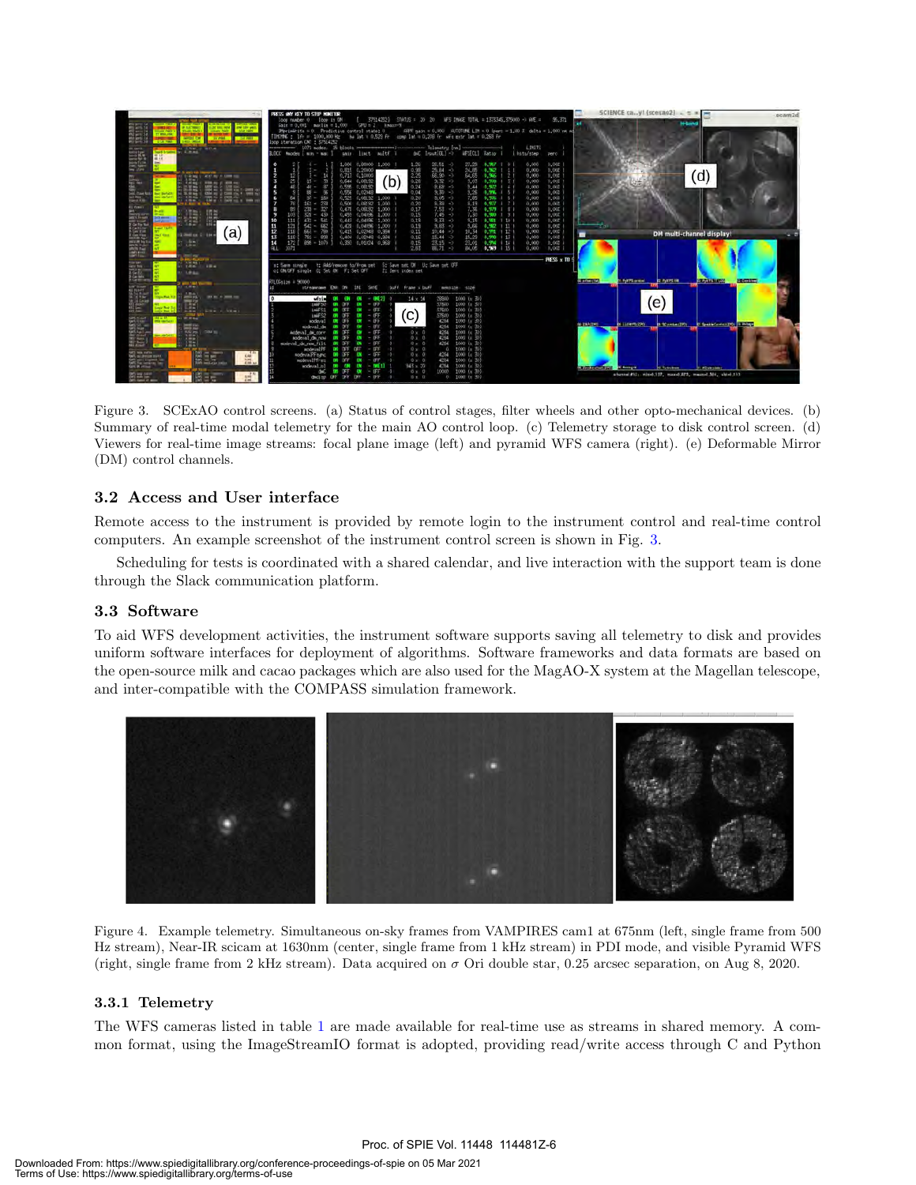Figure 3. SCExAO control screens. (a) Status of control stages, filter wheels and other opto-mechanical devices. (b) Summary of real-time modal telemetry for the main AO control loop. (c) Telemetry storage to disk control screen. (d) Viewers for real-time image streams: focal plane image (left) and pyramid WFS camera (right). (e) Deformable Mirror (DM) control channels.

### 3.2 Access and User interface

Remote access to the instrument is provided by remote login to the instrument control and real-time control computers. An example screenshot of the instrument control screen is shown in Fig. 3.

Scheduling for tests is coordinated with a shared calendar, and live interaction with the support team is done through the Slack communication platform.

### 3.3 Software

To aid WFS development activities, the instrument software supports saving all telemetry to disk and provides uniform software interfaces for deployment of algorithms. Software frameworks and data formats are based on the open-source milk and cacao packages which are also used for the MagAO-X system at the Magellan telescope, and inter-compatible with the COMPASS simulation framework.

Figure 4. Example telemetry. Simultaneous on-sky frames from VAMPIRES cam1 at 675nm (left, single frame from 500 Hz stream), Near-IR scicam at 1630nm (center, single frame from 1 kHz stream) in PDI mode, and visible Pyramid WFS (right, single frame from 2 kHz stream). Data acquired on $\sigma$ Ori double star, 0.25 arcsec separation, on Aug 8, 2020.

#### 3.3.1 Telemetry

The WFS cameras listed in table 1 are made available for real-time use as streams in shared memory. A common format, using the ImageStreamIO format is adopted, providing read/write access through C and Python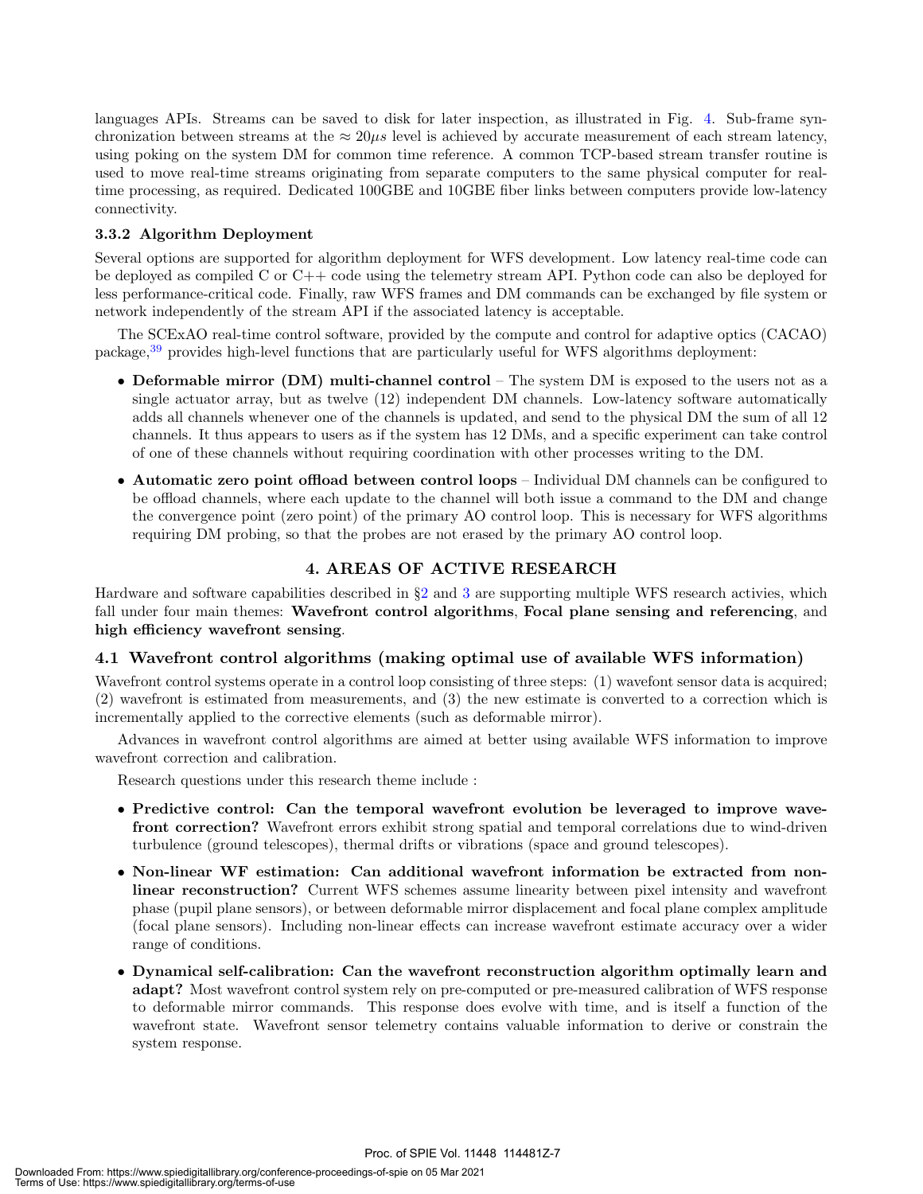languages APIs. Streams can be saved to disk for later inspection, as illustrated in Fig. 4. Sub-frame synchronization between streams at the $\approx 20\mu s$ level is achieved by accurate measurement of each stream latency, using poking on the system DM for common time reference. A common TCP-based stream transfer routine is used to move real-time streams originating from separate computers to the same physical computer for real-time processing, as required. Dedicated 100GBE and 10GBE fiber links between computers provide low-latency connectivity.

### 3.3.2 Algorithm Deployment

Several options are supported for algorithm deployment for WFS development. Low latency real-time code can be deployed as compiled C or C++ code using the telemetry stream API. Python code can also be deployed for less performance-critical code. Finally, raw WFS frames and DM commands can be exchanged by file system or network independently of the stream API if the associated latency is acceptable.

The SCExAO real-time control software, provided by the compute and control for adaptive optics (CACAO) package,[39] provides high-level functions that are particularly useful for WFS algorithms deployment:

- **Deformable mirror (DM) multi-channel control** – The system DM is exposed to the users not as a single actuator array, but as twelve (12) independent DM channels. Low-latency software automatically adds all channels whenever one of the channels is updated, and send to the physical DM the sum of all 12 channels. It thus appears to users as if the system has 12 DMs, and a specific experiment can take control of one of these channels without requiring coordination with other processes writing to the DM.
- **Automatic zero point offload between control loops** – Individual DM channels can be configured to be offload channels, where each update to the channel will both issue a command to the DM and change the convergence point (zero point) of the primary AO control loop. This is necessary for WFS algorithms requiring DM probing, so that the probes are not erased by the primary AO control loop.

## 4. AREAS OF ACTIVE RESEARCH

Hardware and software capabilities described in §2 and 3 are supporting multiple WFS research activies, which fall under four main themes: **Wavefront control algorithms**, **Focal plane sensing and referencing**, and **high efficiency wavefront sensing**.

### 4.1 Wavefront control algorithms (making optimal use of available WFS information)

Wavefront control systems operate in a control loop consisting of three steps: (1) wavefont sensor data is acquired; (2) wavefront is estimated from measurements, and (3) the new estimate is converted to a correction which is incrementally applied to the corrective elements (such as deformable mirror).

Advances in wavefront control algorithms are aimed at better using available WFS information to improve wavefront correction and calibration.

Research questions under this research theme include :

- **Predictive control: Can the temporal wavefront evolution be leveraged to improve wavefront correction?** Wavefront errors exhibit strong spatial and temporal correlations due to wind-driven turbulence (ground telescopes), thermal drifts or vibrations (space and ground telescopes).
- **Non-linear WF estimation: Can additional wavefront information be extracted from non-linear reconstruction?** Current WFS schemes assume linearity between pixel intensity and wavefront phase (pupil plane sensors), or between deformable mirror displacement and focal plane complex amplitude (focal plane sensors). Including non-linear effects can increase wavefront estimate accuracy over a wider range of conditions.
- **Dynamical self-calibration: Can the wavefront reconstruction algorithm optimally learn and adapt?** Most wavefront control system rely on pre-computed or pre-measured calibration of WFS response to deformable mirror commands. This response does evolve with time, and is itself a function of the wavefront state. Wavefront sensor telemetry contains valuable information to derive or constrain the system response.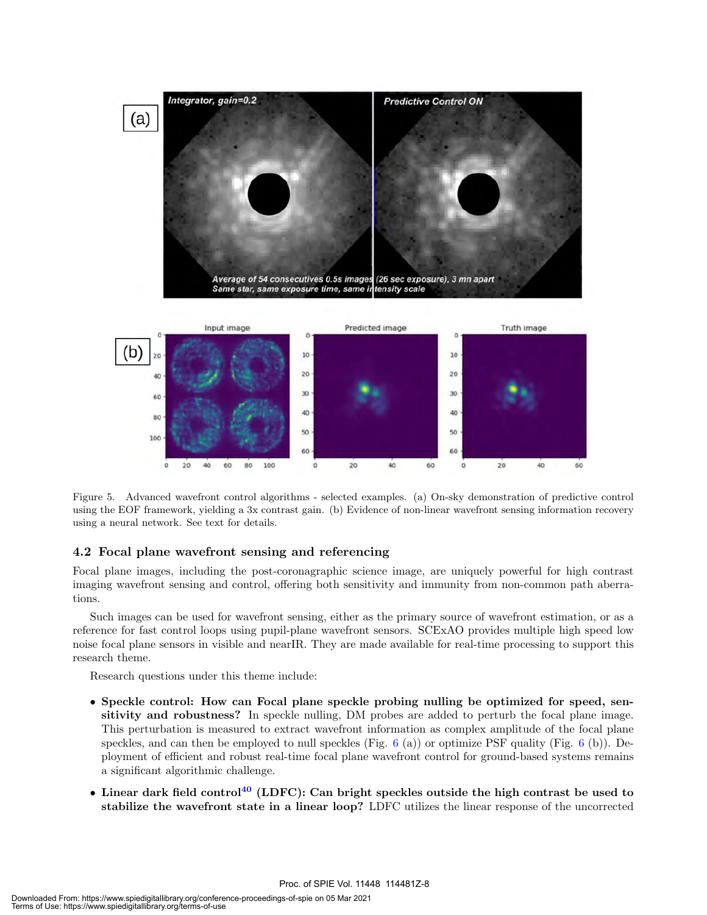(a)

Integrator, gain=0.2

Predictive Control ON

Average of 54 consecutives 0.5s images (26 sec exposure), 3 mn apart
Same star, same exposure time, same intensity scale

(b)

Input image

Predicted image

Truth image

Figure 5. Advanced wavefront control algorithms - selected examples. (a) On-sky demonstration of predictive control using the EOF framework, yielding a 3x contrast gain. (b) Evidence of non-linear wavefront sensing information recovery using a neural network. See text for details.

### 4.2 Focal plane wavefront sensing and referencing

Focal plane images, including the post-coronagraphic science image, are uniquely powerful for high contrast imaging wavefront sensing and control, offering both sensitivity and immunity from non-common path aberrations.

Such images can be used for wavefront sensing, either as the primary source of wavefront estimation, or as a reference for fast control loops using pupil-plane wavefront sensors. SCExAO provides multiple high speed low noise focal plane sensors in visible and nearIR. They are made available for real-time processing to support this research theme.

Research questions under this theme include:

- **Speckle control: How can Focal plane speckle probing nulling be optimized for speed, sensitivity and robustness?** In speckle nulling, DM probes are added to perturb the focal plane image. This perturbation is measured to extract wavefront information as complex amplitude of the focal plane speckles, and can then be employed to null speckles (Fig. 6 (a)) or optimize PSF quality (Fig. 6 (b)). Deployment of efficient and robust real-time focal plane wavefront control for ground-based systems remains a significant algorithmic challenge.
- **Linear dark field control[40] (LDFC): Can bright speckles outside the high contrast be used to stabilize the wavefront state in a linear loop?** LDFC utilizes the linear response of the uncorrected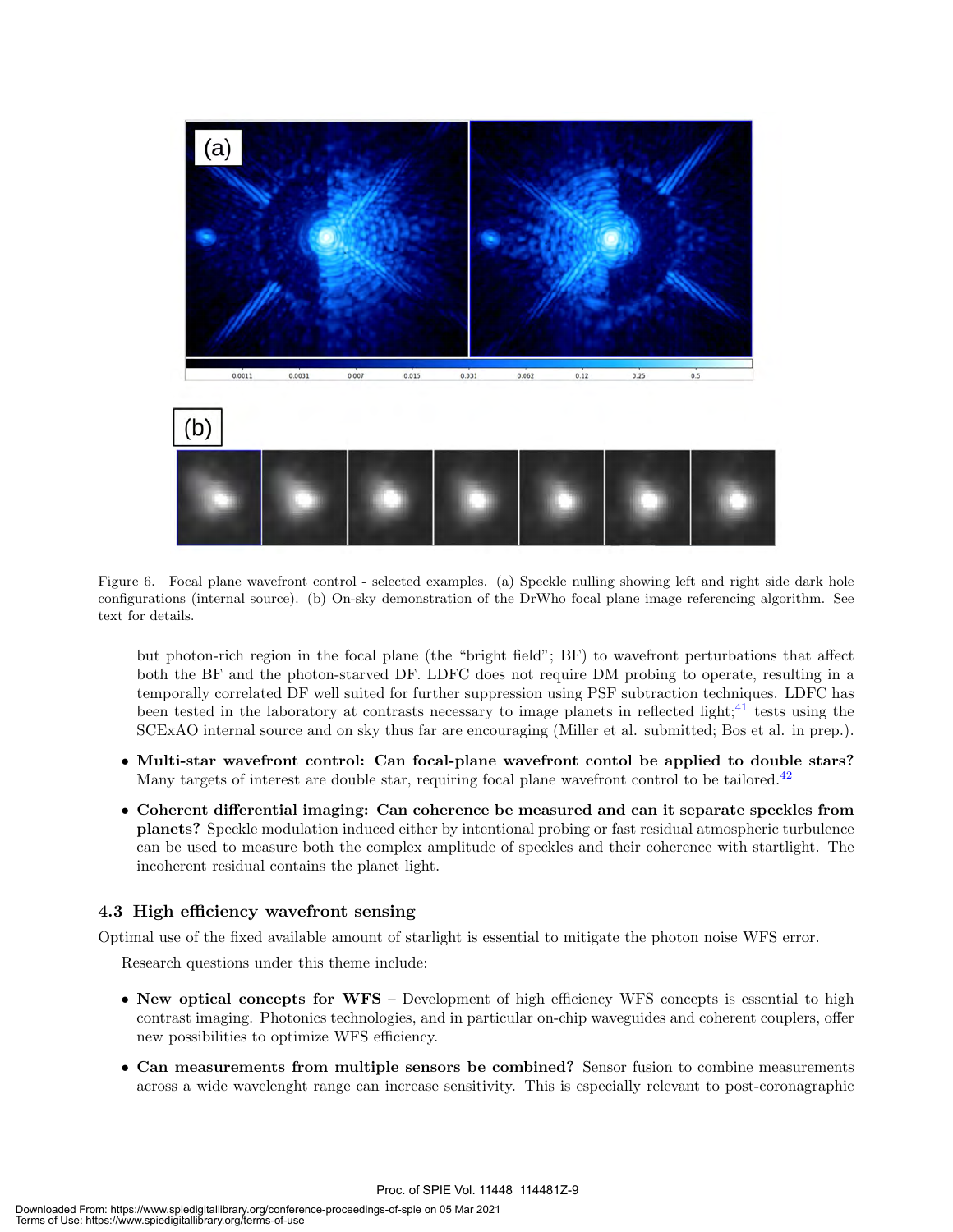(a)

0.0011 0.0031 0.007 0.015 0.031 0.062 0.12 0.25 0.5

(b)

Figure 6. Focal plane wavefront control - selected examples. (a) Speckle nulling showing left and right side dark hole configurations (internal source). (b) On-sky demonstration of the DrWho focal plane image referencing algorithm. See text for details.

but photon-rich region in the focal plane (the "bright field"; BF) to wavefront perturbations that affect both the BF and the photon-starved DF. LDFC does not require DM probing to operate, resulting in a temporally correlated DF well suited for further suppression using PSF subtraction techniques. LDFC has been tested in the laboratory at contrasts necessary to image planets in reflected light;[41] tests using the SCExAO internal source and on sky thus far are encouraging (Miller et al. submitted; Bos et al. in prep.).

- **Multi-star wavefront control: Can focal-plane wavefront contol be applied to double stars?** Many targets of interest are double star, requiring focal plane wavefront control to be tailored.[42]
- **Coherent differential imaging: Can coherence be measured and can it separate speckles from planets?** Speckle modulation induced either by intentional probing or fast residual atmospheric turbulence can be used to measure both the complex amplitude of speckles and their coherence with startlight. The incoherent residual contains the planet light.

### 4.3 High efficiency wavefront sensing

Optimal use of the fixed available amount of starlight is essential to mitigate the photon noise WFS error.

Research questions under this theme include:

- **New optical concepts for WFS** – Development of high efficiency WFS concepts is essential to high contrast imaging. Photonics technologies, and in particular on-chip waveguides and coherent couplers, offer new possibilities to optimize WFS efficiency.
- **Can measurements from multiple sensors be combined?** Sensor fusion to combine measurements across a wide wavelenght range can increase sensitivity. This is especially relevant to post-coronagraphic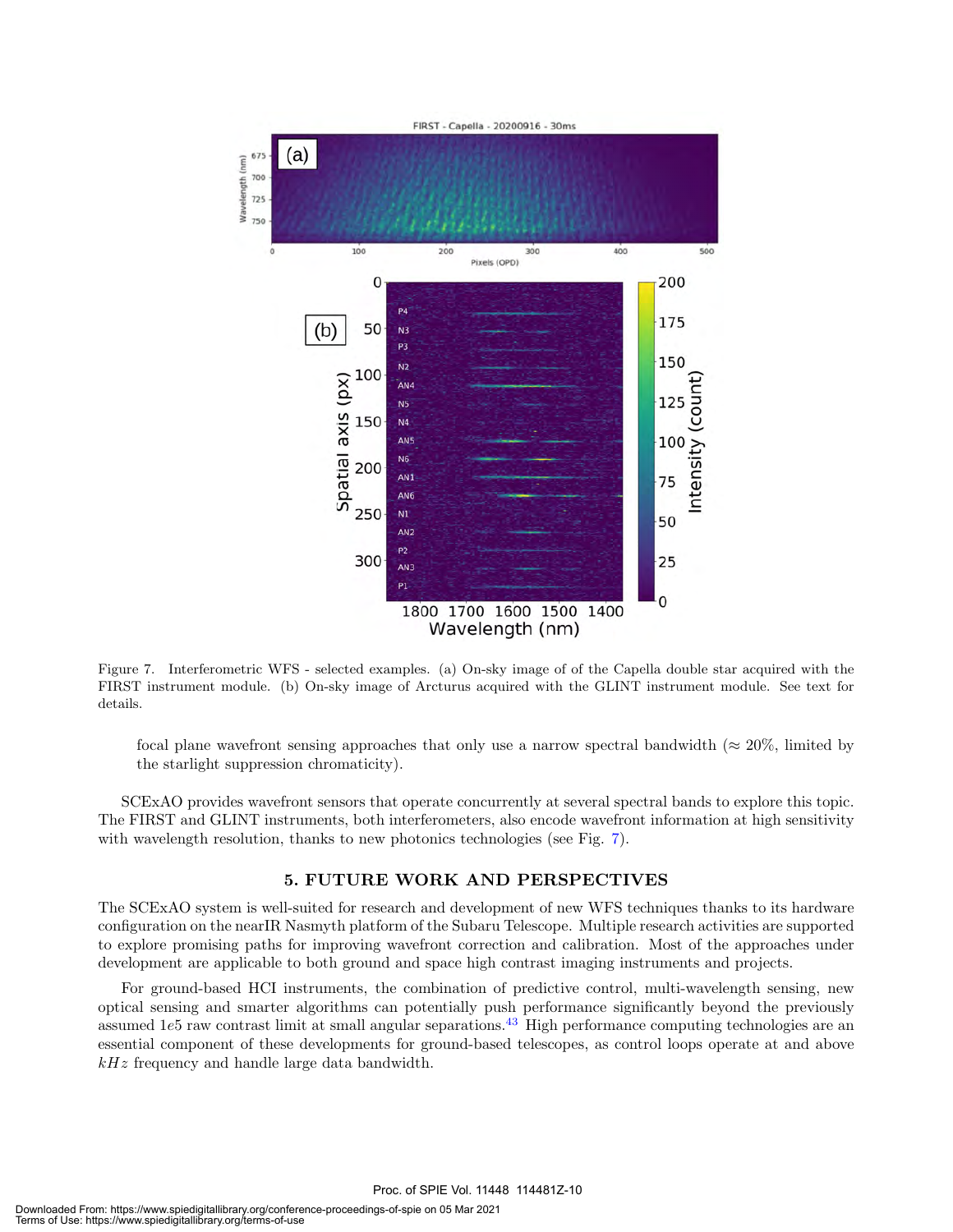FIRST - Capella - 20200916 - 30ms

(a)

Wavelength (nm)

675
700
725
750

0 100 200 300 400 500

Pixels (OPD)

(b)

Spatial axis (px)

0
50
100
150
200
250
300

P4
N3
P3
N2
AN4
N5
N4
AN5
N6
AN1
AN6
N1
AN2
P2
AN3
P1

1800 1700 1600 1500 1400

Wavelength (nm)

Intensity (count)

200
175
150
125
100
75
50
25
0

Figure 7. Interferometric WFS - selected examples. (a) On-sky image of of the Capella double star acquired with the FIRST instrument module. (b) On-sky image of Arcturus acquired with the GLINT instrument module. See text for details.

focal plane wavefront sensing approaches that only use a narrow spectral bandwidth ($\approx$ 20%, limited by the starlight suppression chromaticity).

SCExAO provides wavefront sensors that operate concurrently at several spectral bands to explore this topic. The FIRST and GLINT instruments, both interferometers, also encode wavefront information at high sensitivity with wavelength resolution, thanks to new photonics technologies (see Fig. 7).

## 5. FUTURE WORK AND PERSPECTIVES

The SCExAO system is well-suited for research and development of new WFS techniques thanks to its hardware configuration on the nearIR Nasmyth platform of the Subaru Telescope. Multiple research activities are supported to explore promising paths for improving wavefront correction and calibration. Most of the approaches under development are applicable to both ground and space high contrast imaging instruments and projects.

For ground-based HCI instruments, the combination of predictive control, multi-wavelength sensing, new optical sensing and smarter algorithms can potentially push performance significantly beyond the previously assumed $1e5$ raw contrast limit at small angular separations.[43] High performance computing technologies are an essential component of these developments for ground-based telescopes, as control loops operate at and above $kHz$ frequency and handle large data bandwidth.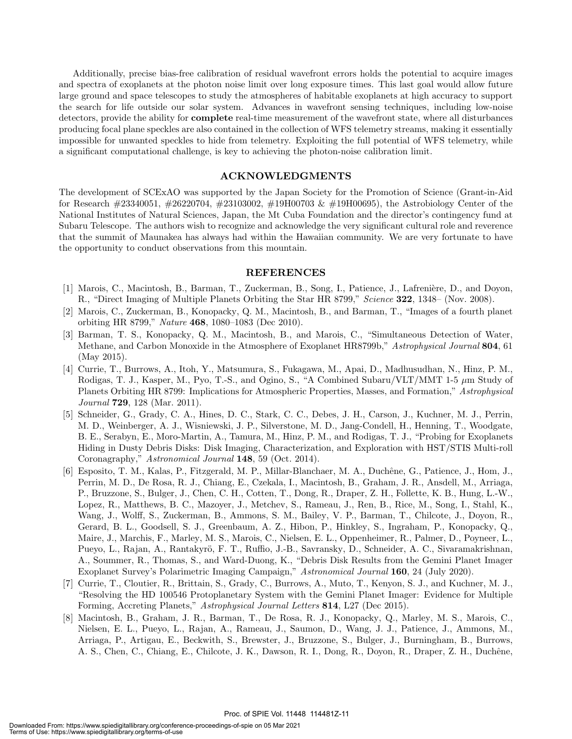Additionally, precise bias-free calibration of residual wavefront errors holds the potential to acquire images and spectra of exoplanets at the photon noise limit over long exposure times. This last goal would allow future large ground and space telescopes to study the atmospheres of habitable exoplanets at high accuracy to support the search for life outside our solar system. Advances in wavefront sensing techniques, including low-noise detectors, provide the ability for **complete** real-time measurement of the wavefront state, where all disturbances producing focal plane speckles are also contained in the collection of WFS telemetry streams, making it essentially impossible for unwanted speckles to hide from telemetry. Exploiting the full potential of WFS telemetry, while a significant computational challenge, is key to achieving the photon-noise calibration limit.

## ACKNOWLEDGMENTS

The development of SCExAO was supported by the Japan Society for the Promotion of Science (Grant-in-Aid for Research #23340051, #26220704, #23103002, #19H00703 & #19H00695), the Astrobiology Center of the National Institutes of Natural Sciences, Japan, the Mt Cuba Foundation and the director's contingency fund at Subaru Telescope. The authors wish to recognize and acknowledge the very significant cultural role and reverence that the summit of Maunakea has always had within the Hawaiian community. We are very fortunate to have the opportunity to conduct observations from this mountain.

## REFERENCES

[1] Marois, C., Macintosh, B., Barman, T., Zuckerman, B., Song, I., Patience, J., Lafrenière, D., and Doyon, R., "Direct Imaging of Multiple Planets Orbiting the Star HR 8799," *Science* **322**, 1348– (Nov. 2008).

[2] Marois, C., Zuckerman, B., Konopacky, Q. M., Macintosh, B., and Barman, T., "Images of a fourth planet orbiting HR 8799," *Nature* **468**, 1080–1083 (Dec 2010).

[3] Barman, T. S., Konopacky, Q. M., Macintosh, B., and Marois, C., "Simultaneous Detection of Water, Methane, and Carbon Monoxide in the Atmosphere of Exoplanet HR8799b," *Astrophysical Journal* **804**, 61 (May 2015).

[4] Currie, T., Burrows, A., Itoh, Y., Matsumura, S., Fukagawa, M., Apai, D., Madhusudhan, N., Hinz, P. M., Rodigas, T. J., Kasper, M., Pyo, T.-S., and Ogino, S., "A Combined Subaru/VLT/MMT 1-5 $\mu$m Study of Planets Orbiting HR 8799: Implications for Atmospheric Properties, Masses, and Formation," *Astrophysical Journal* **729**, 128 (Mar. 2011).

[5] Schneider, G., Grady, C. A., Hines, D. C., Stark, C. C., Debes, J. H., Carson, J., Kuchner, M. J., Perrin, M. D., Weinberger, A. J., Wisniewski, J. P., Silverstone, M. D., Jang-Condell, H., Henning, T., Woodgate, B. E., Serabyn, E., Moro-Martin, A., Tamura, M., Hinz, P. M., and Rodigas, T. J., "Probing for Exoplanets Hiding in Dusty Debris Disks: Disk Imaging, Characterization, and Exploration with HST/STIS Multi-roll Coronagraphy," *Astronomical Journal* **148**, 59 (Oct. 2014).

[6] Esposito, T. M., Kalas, P., Fitzgerald, M. P., Millar-Blanchaer, M. A., Duchêne, G., Patience, J., Hom, J., Perrin, M. D., De Rosa, R. J., Chiang, E., Czekala, I., Macintosh, B., Graham, J. R., Ansdell, M., Arriaga, P., Bruzzone, S., Bulger, J., Chen, C. H., Cotten, T., Dong, R., Draper, Z. H., Follette, K. B., Hung, L.-W., Lopez, R., Matthews, B. C., Mazoyer, J., Metchev, S., Rameau, J., Ren, B., Rice, M., Song, I., Stahl, K., Wang, J., Wolff, S., Zuckerman, B., Ammons, S. M., Bailey, V. P., Barman, T., Chilcote, J., Doyon, R., Gerard, B. L., Goodsell, S. J., Greenbaum, A. Z., Hibon, P., Hinkley, S., Ingraham, P., Konopacky, Q., Maire, J., Marchis, F., Marley, M. S., Marois, C., Nielsen, E. L., Oppenheimer, R., Palmer, D., Poyneer, L., Pueyo, L., Rajan, A., Rantakyrö, F. T., Ruffio, J.-B., Savransky, D., Schneider, A. C., Sivaramakrishnan, A., Soummer, R., Thomas, S., and Ward-Duong, K., "Debris Disk Results from the Gemini Planet Imager Exoplanet Survey's Polarimetric Imaging Campaign," *Astronomical Journal* **160**, 24 (July 2020).

[7] Currie, T., Cloutier, R., Brittain, S., Grady, C., Burrows, A., Muto, T., Kenyon, S. J., and Kuchner, M. J., "Resolving the HD 100546 Protoplanetary System with the Gemini Planet Imager: Evidence for Multiple Forming, Accreting Planets," *Astrophysical Journal Letters* **814**, L27 (Dec 2015).

[8] Macintosh, B., Graham, J. R., Barman, T., De Rosa, R. J., Konopacky, Q., Marley, M. S., Marois, C., Nielsen, E. L., Pueyo, L., Rajan, A., Rameau, J., Saumon, D., Wang, J. J., Patience, J., Ammons, M., Arriaga, P., Artigau, E., Beckwith, S., Brewster, J., Bruzzone, S., Bulger, J., Burningham, B., Burrows, A. S., Chen, C., Chiang, E., Chilcote, J. K., Dawson, R. I., Dong, R., Doyon, R., Draper, Z. H., Duchêne,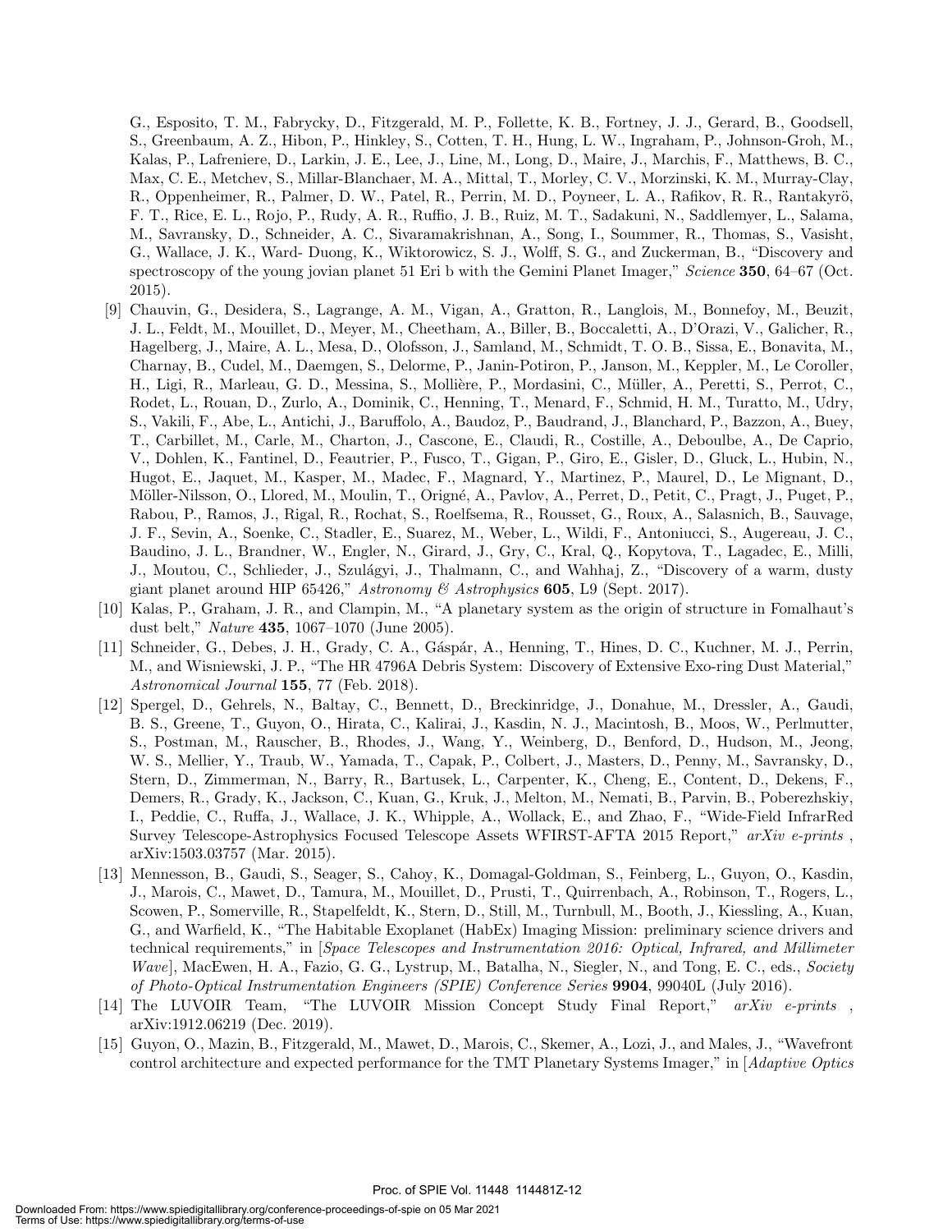G., Esposito, T. M., Fabrycky, D., Fitzgerald, M. P., Follette, K. B., Fortney, J. J., Gerard, B., Goodsell, S., Greenbaum, A. Z., Hibon, P., Hinkley, S., Cotten, T. H., Hung, L. W., Ingraham, P., Johnson-Groh, M., Kalas, P., Lafreniere, D., Larkin, J. E., Lee, J., Line, M., Long, D., Maire, J., Marchis, F., Matthews, B. C., Max, C. E., Metchev, S., Millar-Blanchaer, M. A., Mittal, T., Morley, C. V., Morzinski, K. M., Murray-Clay, R., Oppenheimer, R., Palmer, D. W., Patel, R., Perrin, M. D., Poyneer, L. A., Rafikov, R. R., Rantakyrö, F. T., Rice, E. L., Rojo, P., Rudy, A. R., Ruffio, J. B., Ruiz, M. T., Sadakuni, N., Saddlemyer, L., Salama, M., Savransky, D., Schneider, A. C., Sivaramakrishnan, A., Song, I., Soummer, R., Thomas, S., Vasisht, G., Wallace, J. K., Ward- Duong, K., Wiktorowicz, S. J., Wolff, S. G., and Zuckerman, B., "Discovery and spectroscopy of the young jovian planet 51 Eri b with the Gemini Planet Imager," *Science* **350**, 64–67 (Oct. 2015).

[9] Chauvin, G., Desidera, S., Lagrange, A. M., Vigan, A., Gratton, R., Langlois, M., Bonnefoy, M., Beuzit, J. L., Feldt, M., Mouillet, D., Meyer, M., Cheetham, A., Biller, B., Boccaletti, A., D'Orazi, V., Galicher, R., Hagelberg, J., Maire, A. L., Mesa, D., Olofsson, J., Samland, M., Schmidt, T. O. B., Sissa, E., Bonavita, M., Charnay, B., Cudel, M., Daemgen, S., Delorme, P., Janin-Potiron, P., Janson, M., Keppler, M., Le Coroller, H., Ligi, R., Marleau, G. D., Messina, S., Mollière, P., Mordasini, C., Müller, A., Peretti, S., Perrot, C., Rodet, L., Rouan, D., Zurlo, A., Dominik, C., Henning, T., Menard, F., Schmid, H. M., Turatto, M., Udry, S., Vakili, F., Abe, L., Antichi, J., Baruffolo, A., Baudoz, P., Baudrand, J., Blanchard, P., Bazzon, A., Buey, T., Carbillet, M., Carle, M., Charton, J., Cascone, E., Claudi, R., Costille, A., Deboulbe, A., De Caprio, V., Dohlen, K., Fantinel, D., Feautrier, P., Fusco, T., Gigan, P., Giro, E., Gisler, D., Gluck, L., Hubin, N., Hugot, E., Jaquet, M., Kasper, M., Madec, F., Magnard, Y., Martinez, P., Maurel, D., Le Mignant, D., Möller-Nilsson, O., Llored, M., Moulin, T., Origné, A., Pavlov, A., Perret, D., Petit, C., Pragt, J., Puget, P., Rabou, P., Ramos, J., Rigal, R., Rochat, S., Roelfsema, R., Rousset, G., Roux, A., Salasnich, B., Sauvage, J. F., Sevin, A., Soenke, C., Stadler, E., Suarez, M., Weber, L., Wildi, F., Antoniucci, S., Augereau, J. C., Baudino, J. L., Brandner, W., Engler, N., Girard, J., Gry, C., Kral, Q., Kopytova, T., Lagadec, E., Milli, J., Moutou, C., Schlieder, J., Szulágyi, J., Thalmann, C., and Wahhaj, Z., "Discovery of a warm, dusty giant planet around HIP 65426," *Astronomy & Astrophysics* **605**, L9 (Sept. 2017).

[10] Kalas, P., Graham, J. R., and Clampin, M., "A planetary system as the origin of structure in Fomalhaut's dust belt," *Nature* **435**, 1067–1070 (June 2005).

[11] Schneider, G., Debes, J. H., Grady, C. A., Gáspár, A., Henning, T., Hines, D. C., Kuchner, M. J., Perrin, M., and Wisniewski, J. P., "The HR 4796A Debris System: Discovery of Extensive Exo-ring Dust Material," *Astronomical Journal* **155**, 77 (Feb. 2018).

[12] Spergel, D., Gehrels, N., Baltay, C., Bennett, D., Breckinridge, J., Donahue, M., Dressler, A., Gaudi, B. S., Greene, T., Guyon, O., Hirata, C., Kalirai, J., Kasdin, N. J., Macintosh, B., Moos, W., Perlmutter, S., Postman, M., Rauscher, B., Rhodes, J., Wang, Y., Weinberg, D., Benford, D., Hudson, M., Jeong, W. S., Mellier, Y., Traub, W., Yamada, T., Capak, P., Colbert, J., Masters, D., Penny, M., Savransky, D., Stern, D., Zimmerman, N., Barry, R., Bartusek, L., Carpenter, K., Cheng, E., Content, D., Dekens, F., Demers, R., Grady, K., Jackson, C., Kuan, G., Kruk, J., Melton, M., Nemati, B., Parvin, B., Poberezhskiy, I., Peddie, C., Ruffa, J., Wallace, J. K., Whipple, A., Wollack, E., and Zhao, F., "Wide-Field InfrarRed Survey Telescope-Astrophysics Focused Telescope Assets WFIRST-AFTA 2015 Report," *arXiv e-prints* , arXiv:1503.03757 (Mar. 2015).

[13] Mennesson, B., Gaudi, S., Seager, S., Cahoy, K., Domagal-Goldman, S., Feinberg, L., Guyon, O., Kasdin, J., Marois, C., Mawet, D., Tamura, M., Mouillet, D., Prusti, T., Quirrenbach, A., Robinson, T., Rogers, L., Scowen, P., Somerville, R., Stapelfeldt, K., Stern, D., Still, M., Turnbull, M., Booth, J., Kiessling, A., Kuan, G., and Warfield, K., "The Habitable Exoplanet (HabEx) Imaging Mission: preliminary science drivers and technical requirements," in [*Space Telescopes and Instrumentation 2016: Optical, Infrared, and Millimeter Wave*], MacEwen, H. A., Fazio, G. G., Lystrup, M., Batalha, N., Siegler, N., and Tong, E. C., eds., *Society of Photo-Optical Instrumentation Engineers (SPIE) Conference Series* **9904**, 99040L (July 2016).

[14] The LUVOIR Team, "The LUVOIR Mission Concept Study Final Report," *arXiv e-prints* , arXiv:1912.06219 (Dec. 2019).

[15] Guyon, O., Mazin, B., Fitzgerald, M., Mawet, D., Marois, C., Skemer, A., Lozi, J., and Males, J., "Wavefront control architecture and expected performance for the TMT Planetary Systems Imager," in [*Adaptive Optics*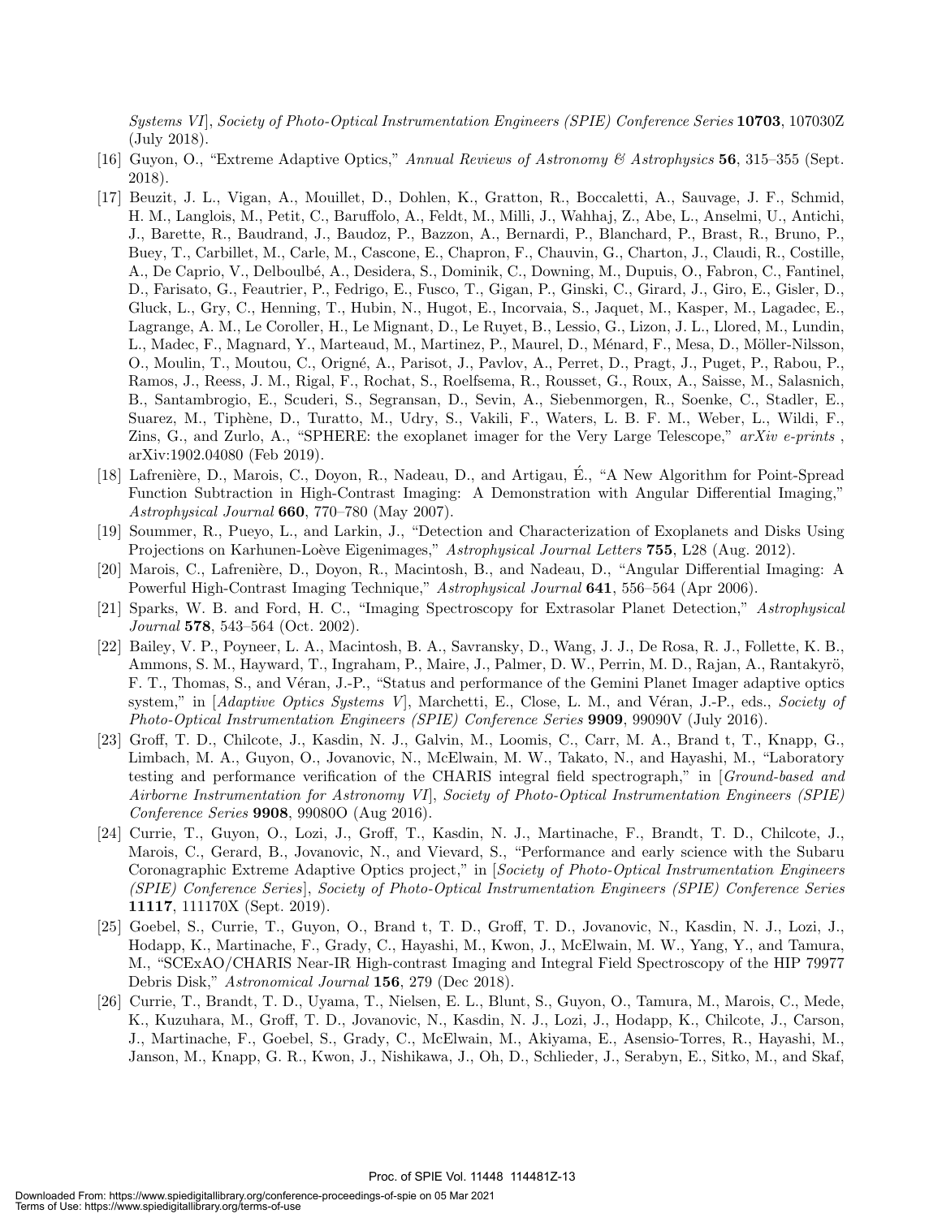*Systems VI*], *Society of Photo-Optical Instrumentation Engineers (SPIE) Conference Series* **10703**, 107030Z (July 2018).

[16] Guyon, O., "Extreme Adaptive Optics," *Annual Reviews of Astronomy & Astrophysics* **56**, 315–355 (Sept. 2018).

[17] Beuzit, J. L., Vigan, A., Mouillet, D., Dohlen, K., Gratton, R., Boccaletti, A., Sauvage, J. F., Schmid, H. M., Langlois, M., Petit, C., Baruffolo, A., Feldt, M., Milli, J., Wahhaj, Z., Abe, L., Anselmi, U., Antichi, J., Barette, R., Baudrand, J., Baudoz, P., Bazzon, A., Bernardi, P., Blanchard, P., Brast, R., Bruno, P., Buey, T., Carbillet, M., Carle, M., Cascone, E., Chapron, F., Chauvin, G., Charton, J., Claudi, R., Costille, A., De Caprio, V., Delboulbé, A., Desidera, S., Dominik, C., Downing, M., Dupuis, O., Fabron, C., Fantinel, D., Farisato, G., Feautrier, P., Fedrigo, E., Fusco, T., Gigan, P., Ginski, C., Girard, J., Giro, E., Gisler, D., Gluck, L., Gry, C., Henning, T., Hubin, N., Hugot, E., Incorvaia, S., Jaquet, M., Kasper, M., Lagadec, E., Lagrange, A. M., Le Coroller, H., Le Mignant, D., Le Ruyet, B., Lessio, G., Lizon, J. L., Llored, M., Lundin, L., Madec, F., Magnard, Y., Marteaud, M., Martinez, P., Maurel, D., Ménard, F., Mesa, D., Möller-Nilsson, O., Moulin, T., Moutou, C., Origné, A., Parisot, J., Pavlov, A., Perret, D., Pragt, J., Puget, P., Rabou, P., Ramos, J., Reess, J. M., Rigal, F., Rochat, S., Roelfsema, R., Rousset, G., Roux, A., Saisse, M., Salasnich, B., Santambrogio, E., Scuderi, S., Segransan, D., Sevin, A., Siebenmorgen, R., Soenke, C., Stadler, E., Suarez, M., Tiphène, D., Turatto, M., Udry, S., Vakili, F., Waters, L. B. F. M., Weber, L., Wildi, F., Zins, G., and Zurlo, A., "SPHERE: the exoplanet imager for the Very Large Telescope," *arXiv e-prints* , arXiv:1902.04080 (Feb 2019).

[18] Lafrenière, D., Marois, C., Doyon, R., Nadeau, D., and Artigau, É., "A New Algorithm for Point-Spread Function Subtraction in High-Contrast Imaging: A Demonstration with Angular Differential Imaging," *Astrophysical Journal* **660**, 770–780 (May 2007).

[19] Soummer, R., Pueyo, L., and Larkin, J., "Detection and Characterization of Exoplanets and Disks Using Projections on Karhunen-Loève Eigenimages," *Astrophysical Journal Letters* **755**, L28 (Aug. 2012).

[20] Marois, C., Lafrenière, D., Doyon, R., Macintosh, B., and Nadeau, D., "Angular Differential Imaging: A Powerful High-Contrast Imaging Technique," *Astrophysical Journal* **641**, 556–564 (Apr 2006).

[21] Sparks, W. B. and Ford, H. C., "Imaging Spectroscopy for Extrasolar Planet Detection," *Astrophysical Journal* **578**, 543–564 (Oct. 2002).

[22] Bailey, V. P., Poyneer, L. A., Macintosh, B. A., Savransky, D., Wang, J. J., De Rosa, R. J., Follette, K. B., Ammons, S. M., Hayward, T., Ingraham, P., Maire, J., Palmer, D. W., Perrin, M. D., Rajan, A., Rantakyrö, F. T., Thomas, S., and Véran, J.-P., "Status and performance of the Gemini Planet Imager adaptive optics system," in [*Adaptive Optics Systems V*], Marchetti, E., Close, L. M., and Véran, J.-P., eds., *Society of Photo-Optical Instrumentation Engineers (SPIE) Conference Series* **9909**, 99090V (July 2016).

[23] Groff, T. D., Chilcote, J., Kasdin, N. J., Galvin, M., Loomis, C., Carr, M. A., Brand t, T., Knapp, G., Limbach, M. A., Guyon, O., Jovanovic, N., McElwain, M. W., Takato, N., and Hayashi, M., "Laboratory testing and performance verification of the CHARIS integral field spectrograph," in [*Ground-based and Airborne Instrumentation for Astronomy VI*], *Society of Photo-Optical Instrumentation Engineers (SPIE) Conference Series* **9908**, 99080O (Aug 2016).

[24] Currie, T., Guyon, O., Lozi, J., Groff, T., Kasdin, N. J., Martinache, F., Brandt, T. D., Chilcote, J., Marois, C., Gerard, B., Jovanovic, N., and Vievard, S., "Performance and early science with the Subaru Coronagraphic Extreme Adaptive Optics project," in [*Society of Photo-Optical Instrumentation Engineers (SPIE) Conference Series*], *Society of Photo-Optical Instrumentation Engineers (SPIE) Conference Series* **11117**, 111170X (Sept. 2019).

[25] Goebel, S., Currie, T., Guyon, O., Brand t, T. D., Groff, T. D., Jovanovic, N., Kasdin, N. J., Lozi, J., Hodapp, K., Martinache, F., Grady, C., Hayashi, M., Kwon, J., McElwain, M. W., Yang, Y., and Tamura, M., "SCExAO/CHARIS Near-IR High-contrast Imaging and Integral Field Spectroscopy of the HIP 79977 Debris Disk," *Astronomical Journal* **156**, 279 (Dec 2018).

[26] Currie, T., Brandt, T. D., Uyama, T., Nielsen, E. L., Blunt, S., Guyon, O., Tamura, M., Marois, C., Mede, K., Kuzuhara, M., Groff, T. D., Jovanovic, N., Kasdin, N. J., Lozi, J., Hodapp, K., Chilcote, J., Carson, J., Martinache, F., Goebel, S., Grady, C., McElwain, M., Akiyama, E., Asensio-Torres, R., Hayashi, M., Janson, M., Knapp, G. R., Kwon, J., Nishikawa, J., Oh, D., Schlieder, J., Serabyn, E., Sitko, M., and Skaf,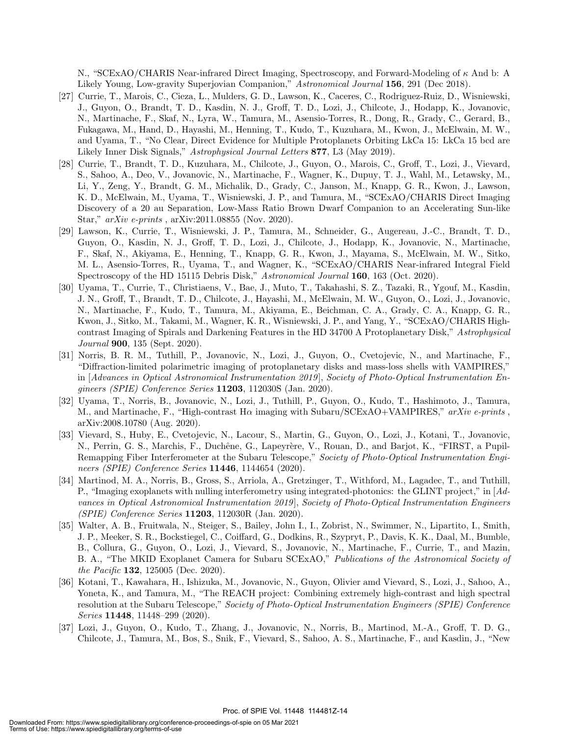N., "SCExAO/CHARIS Near-infrared Direct Imaging, Spectroscopy, and Forward-Modeling of $\kappa$ And b: A Likely Young, Low-gravity Superjovian Companion," *Astronomical Journal* **156**, 291 (Dec 2018).

[27] Currie, T., Marois, C., Cieza, L., Mulders, G. D., Lawson, K., Caceres, C., Rodriguez-Ruiz, D., Wisniewski, J., Guyon, O., Brandt, T. D., Kasdin, N. J., Groff, T. D., Lozi, J., Chilcote, J., Hodapp, K., Jovanovic, N., Martinache, F., Skaf, N., Lyra, W., Tamura, M., Asensio-Torres, R., Dong, R., Grady, C., Gerard, B., Fukagawa, M., Hand, D., Hayashi, M., Henning, T., Kudo, T., Kuzuhara, M., Kwon, J., McElwain, M. W., and Uyama, T., "No Clear, Direct Evidence for Multiple Protoplanets Orbiting LkCa 15: LkCa 15 bcd are Likely Inner Disk Signals," *Astrophysical Journal Letters* **877**, L3 (May 2019).

[28] Currie, T., Brandt, T. D., Kuzuhara, M., Chilcote, J., Guyon, O., Marois, C., Groff, T., Lozi, J., Vievard, S., Sahoo, A., Deo, V., Jovanovic, N., Martinache, F., Wagner, K., Dupuy, T. J., Wahl, M., Letawsky, M., Li, Y., Zeng, Y., Brandt, G. M., Michalik, D., Grady, C., Janson, M., Knapp, G. R., Kwon, J., Lawson, K. D., McElwain, M., Uyama, T., Wisniewski, J. P., and Tamura, M., "SCExAO/CHARIS Direct Imaging Discovery of a 20 au Separation, Low-Mass Ratio Brown Dwarf Companion to an Accelerating Sun-like Star," *arXiv e-prints* , arXiv:2011.08855 (Nov. 2020).

[29] Lawson, K., Currie, T., Wisniewski, J. P., Tamura, M., Schneider, G., Augereau, J.-C., Brandt, T. D., Guyon, O., Kasdin, N. J., Groff, T. D., Lozi, J., Chilcote, J., Hodapp, K., Jovanovic, N., Martinache, F., Skaf, N., Akiyama, E., Henning, T., Knapp, G. R., Kwon, J., Mayama, S., McElwain, M. W., Sitko, M. L., Asensio-Torres, R., Uyama, T., and Wagner, K., "SCExAO/CHARIS Near-infrared Integral Field Spectroscopy of the HD 15115 Debris Disk," *Astronomical Journal* **160**, 163 (Oct. 2020).

[30] Uyama, T., Currie, T., Christiaens, V., Bae, J., Muto, T., Takahashi, S. Z., Tazaki, R., Ygouf, M., Kasdin, J. N., Groff, T., Brandt, T. D., Chilcote, J., Hayashi, M., McElwain, M. W., Guyon, O., Lozi, J., Jovanovic, N., Martinache, F., Kudo, T., Tamura, M., Akiyama, E., Beichman, C. A., Grady, C. A., Knapp, G. R., Kwon, J., Sitko, M., Takami, M., Wagner, K. R., Wisniewski, J. P., and Yang, Y., "SCExAO/CHARIS High-contrast Imaging of Spirals and Darkening Features in the HD 34700 A Protoplanetary Disk," *Astrophysical Journal* **900**, 135 (Sept. 2020).

[31] Norris, B. R. M., Tuthill, P., Jovanovic, N., Lozi, J., Guyon, O., Cvetojevic, N., and Martinache, F., "Diffraction-limited polarimetric imaging of protoplanetary disks and mass-loss shells with VAMPIRES," in [*Advances in Optical Astronomical Instrumentation 2019*], *Society of Photo-Optical Instrumentation Engineers (SPIE) Conference Series* **11203**, 112030S (Jan. 2020).

[32] Uyama, T., Norris, B., Jovanovic, N., Lozi, J., Tuthill, P., Guyon, O., Kudo, T., Hashimoto, J., Tamura, M., and Martinache, F., "High-contrast H$\alpha$ imaging with Subaru/SCExAO+VAMPIRES," *arXiv e-prints* , arXiv:2008.10780 (Aug. 2020).

[33] Vievard, S., Huby, E., Cvetojevic, N., Lacour, S., Martin, G., Guyon, O., Lozi, J., Kotani, T., Jovanovic, N., Perrin, G. S., Marchis, F., Duchêne, G., Lapeyrère, V., Rouan, D., and Barjot, K., "FIRST, a Pupil-Remapping Fiber Interferometer at the Subaru Telescope," *Society of Photo-Optical Instrumentation Engineers (SPIE) Conference Series* **11446**, 1144654 (2020).

[34] Martinod, M. A., Norris, B., Gross, S., Arriola, A., Gretzinger, T., Withford, M., Lagadec, T., and Tuthill, P., "Imaging exoplanets with nulling interferometry using integrated-photonics: the GLINT project," in [*Advances in Optical Astronomical Instrumentation 2019*], *Society of Photo-Optical Instrumentation Engineers (SPIE) Conference Series* **11203**, 112030R (Jan. 2020).

[35] Walter, A. B., Fruitwala, N., Steiger, S., Bailey, John I., I., Zobrist, N., Swimmer, N., Lipartito, I., Smith, J. P., Meeker, S. R., Bockstiegel, C., Coiffard, G., Dodkins, R., Szypryt, P., Davis, K. K., Daal, M., Bumble, B., Collura, G., Guyon, O., Lozi, J., Vievard, S., Jovanovic, N., Martinache, F., Currie, T., and Mazin, B. A., "The MKID Exoplanet Camera for Subaru SCExAO," *Publications of the Astronomical Society of the Pacific* **132**, 125005 (Dec. 2020).

[36] Kotani, T., Kawahara, H., Ishizuka, M., Jovanovic, N., Guyon, Olivier amd Vievard, S., Lozi, J., Sahoo, A., Yoneta, K., and Tamura, M., "The REACH project: Combining extremely high-contrast and high spectral resolution at the Subaru Telescope," *Society of Photo-Optical Instrumentation Engineers (SPIE) Conference Series* **11448**, 11448–299 (2020).

[37] Lozi, J., Guyon, O., Kudo, T., Zhang, J., Jovanovic, N., Norris, B., Martinod, M.-A., Groff, T. D. G., Chilcote, J., Tamura, M., Bos, S., Snik, F., Vievard, S., Sahoo, A. S., Martinache, F., and Kasdin, J., "New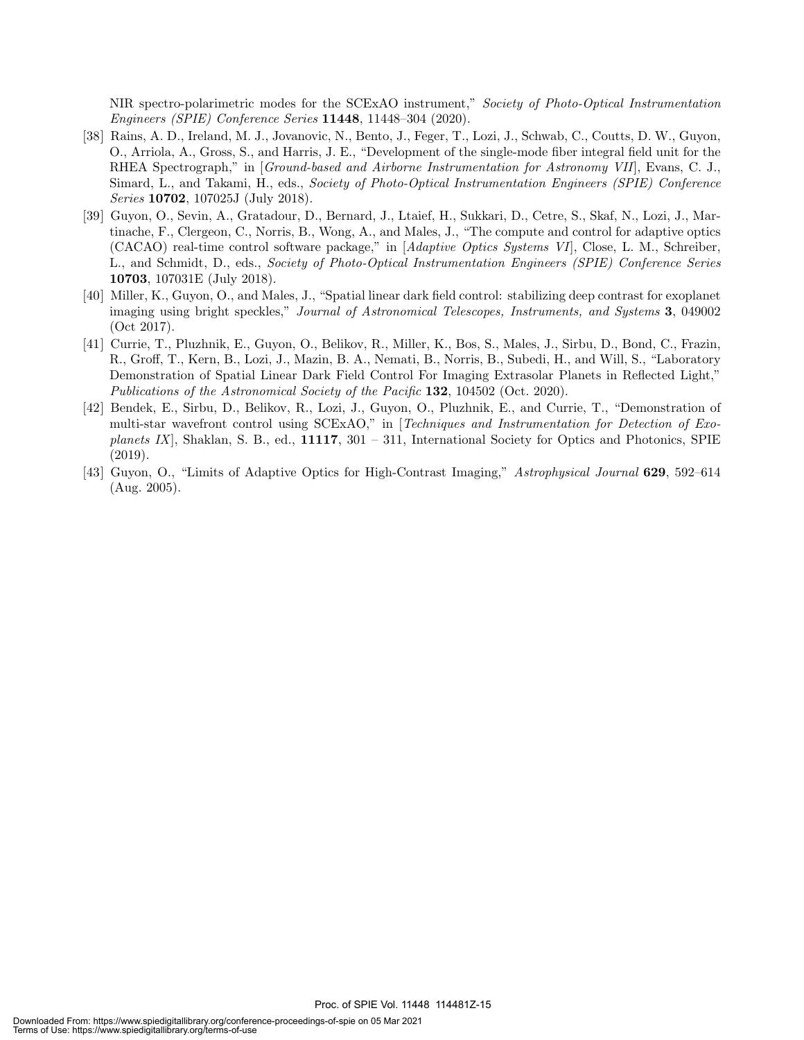NIR spectro-polarimetric modes for the SCExAO instrument," *Society of Photo-Optical Instrumentation Engineers (SPIE) Conference Series* **11448**, 11448–304 (2020).

[38] Rains, A. D., Ireland, M. J., Jovanovic, N., Bento, J., Feger, T., Lozi, J., Schwab, C., Coutts, D. W., Guyon, O., Arriola, A., Gross, S., and Harris, J. E., "Development of the single-mode fiber integral field unit for the RHEA Spectrograph," in [*Ground-based and Airborne Instrumentation for Astronomy VII*], Evans, C. J., Simard, L., and Takami, H., eds., *Society of Photo-Optical Instrumentation Engineers (SPIE) Conference Series* **10702**, 107025J (July 2018).

[39] Guyon, O., Sevin, A., Gratadour, D., Bernard, J., Ltaief, H., Sukkari, D., Cetre, S., Skaf, N., Lozi, J., Martinache, F., Clergeon, C., Norris, B., Wong, A., and Males, J., "The compute and control for adaptive optics (CACAO) real-time control software package," in [*Adaptive Optics Systems VI*], Close, L. M., Schreiber, L., and Schmidt, D., eds., *Society of Photo-Optical Instrumentation Engineers (SPIE) Conference Series* **10703**, 107031E (July 2018).

[40] Miller, K., Guyon, O., and Males, J., "Spatial linear dark field control: stabilizing deep contrast for exoplanet imaging using bright speckles," *Journal of Astronomical Telescopes, Instruments, and Systems* **3**, 049002 (Oct 2017).

[41] Currie, T., Pluzhnik, E., Guyon, O., Belikov, R., Miller, K., Bos, S., Males, J., Sirbu, D., Bond, C., Frazin, R., Groff, T., Kern, B., Lozi, J., Mazin, B. A., Nemati, B., Norris, B., Subedi, H., and Will, S., "Laboratory Demonstration of Spatial Linear Dark Field Control For Imaging Extrasolar Planets in Reflected Light," *Publications of the Astronomical Society of the Pacific* **132**, 104502 (Oct. 2020).

[42] Bendek, E., Sirbu, D., Belikov, R., Lozi, J., Guyon, O., Pluzhnik, E., and Currie, T., "Demonstration of multi-star wavefront control using SCExAO," in [*Techniques and Instrumentation for Detection of Exoplanets IX*], Shaklan, S. B., ed., **11117**, 301 – 311, International Society for Optics and Photonics, SPIE (2019).

[43] Guyon, O., "Limits of Adaptive Optics for High-Contrast Imaging," *Astrophysical Journal* **629**, 592–614 (Aug. 2005).